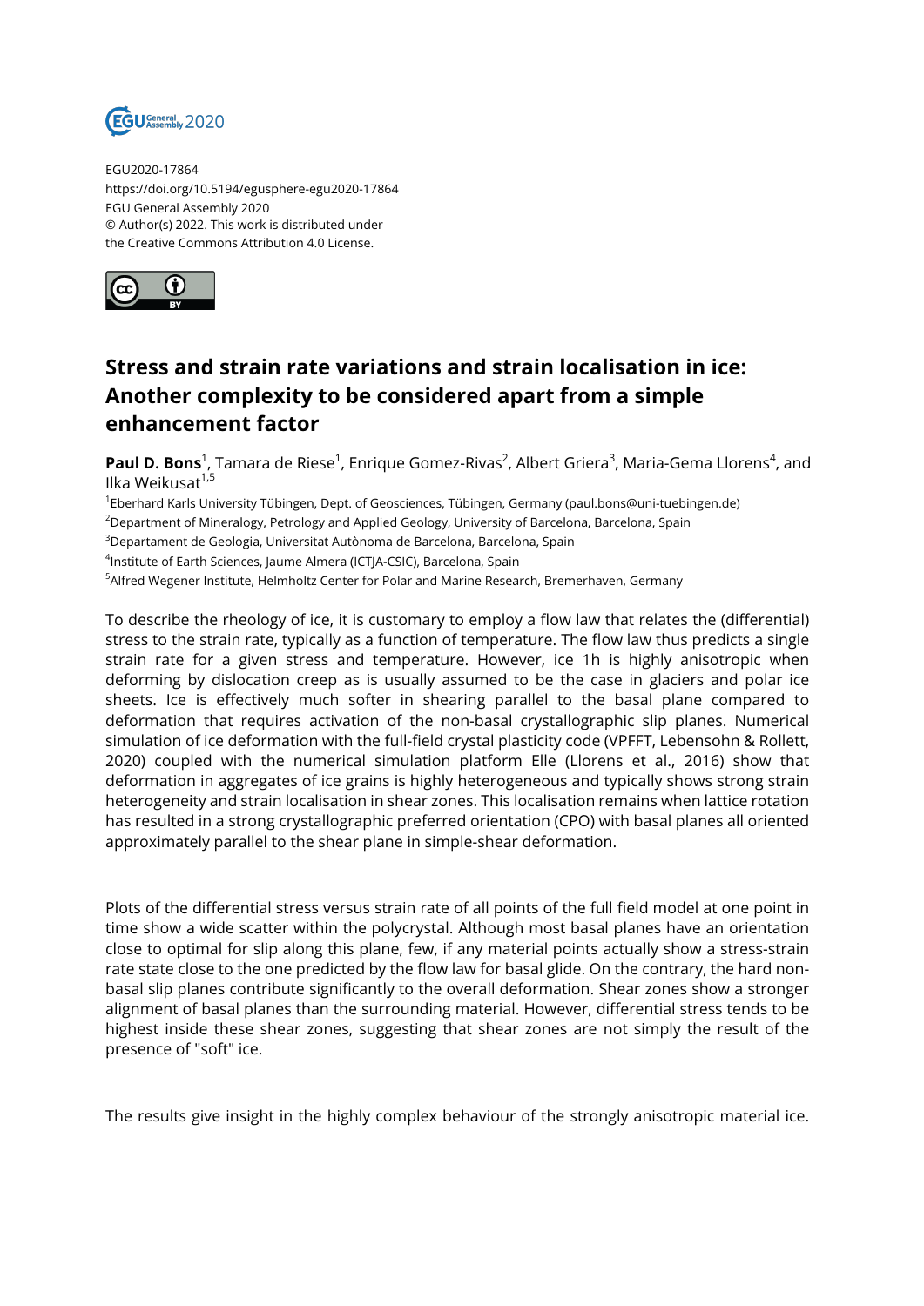EGU2020-17864
https://doi.org/10.5194/egusphere-egu2020-17864
EGU General Assembly 2020
© Author(s) 2022. This work is distributed under
the Creative Commons Attribution 4.0 License.

# Stress and strain rate variations and strain localisation in ice: Another complexity to be considered apart from a simple enhancement factor

**Paul D. Bons**[1], Tamara de Riese[1], Enrique Gomez-Rivas[2], Albert Griera[3], Maria-Gema Llorens[4], and Ilka Weikusat[1,5]

[1]Eberhard Karls University Tübingen, Dept. of Geosciences, Tübingen, Germany (paul.bons@uni-tuebingen.de)
[2]Department of Mineralogy, Petrology and Applied Geology, University of Barcelona, Barcelona, Spain
[3]Departament de Geologia, Universitat Autònoma de Barcelona, Barcelona, Spain
[4]Institute of Earth Sciences, Jaume Almera (ICTJA-CSIC), Barcelona, Spain
[5]Alfred Wegener Institute, Helmholtz Center for Polar and Marine Research, Bremerhaven, Germany

To describe the rheology of ice, it is customary to employ a flow law that relates the (differential) stress to the strain rate, typically as a function of temperature. The flow law thus predicts a single strain rate for a given stress and temperature. However, ice 1h is highly anisotropic when deforming by dislocation creep as is usually assumed to be the case in glaciers and polar ice sheets. Ice is effectively much softer in shearing parallel to the basal plane compared to deformation that requires activation of the non-basal crystallographic slip planes. Numerical simulation of ice deformation with the full-field crystal plasticity code (VPFFT, Lebensohn & Rollett, 2020) coupled with the numerical simulation platform Elle (Llorens et al., 2016) show that deformation in aggregates of ice grains is highly heterogeneous and typically shows strong strain heterogeneity and strain localisation in shear zones. This localisation remains when lattice rotation has resulted in a strong crystallographic preferred orientation (CPO) with basal planes all oriented approximately parallel to the shear plane in simple-shear deformation.

Plots of the differential stress versus strain rate of all points of the full field model at one point in time show a wide scatter within the polycrystal. Although most basal planes have an orientation close to optimal for slip along this plane, few, if any material points actually show a stress-strain rate state close to the one predicted by the flow law for basal glide. On the contrary, the hard non-basal slip planes contribute significantly to the overall deformation. Shear zones show a stronger alignment of basal planes than the surrounding material. However, differential stress tends to be highest inside these shear zones, suggesting that shear zones are not simply the result of the presence of "soft" ice.

The results give insight in the highly complex behaviour of the strongly anisotropic material ice.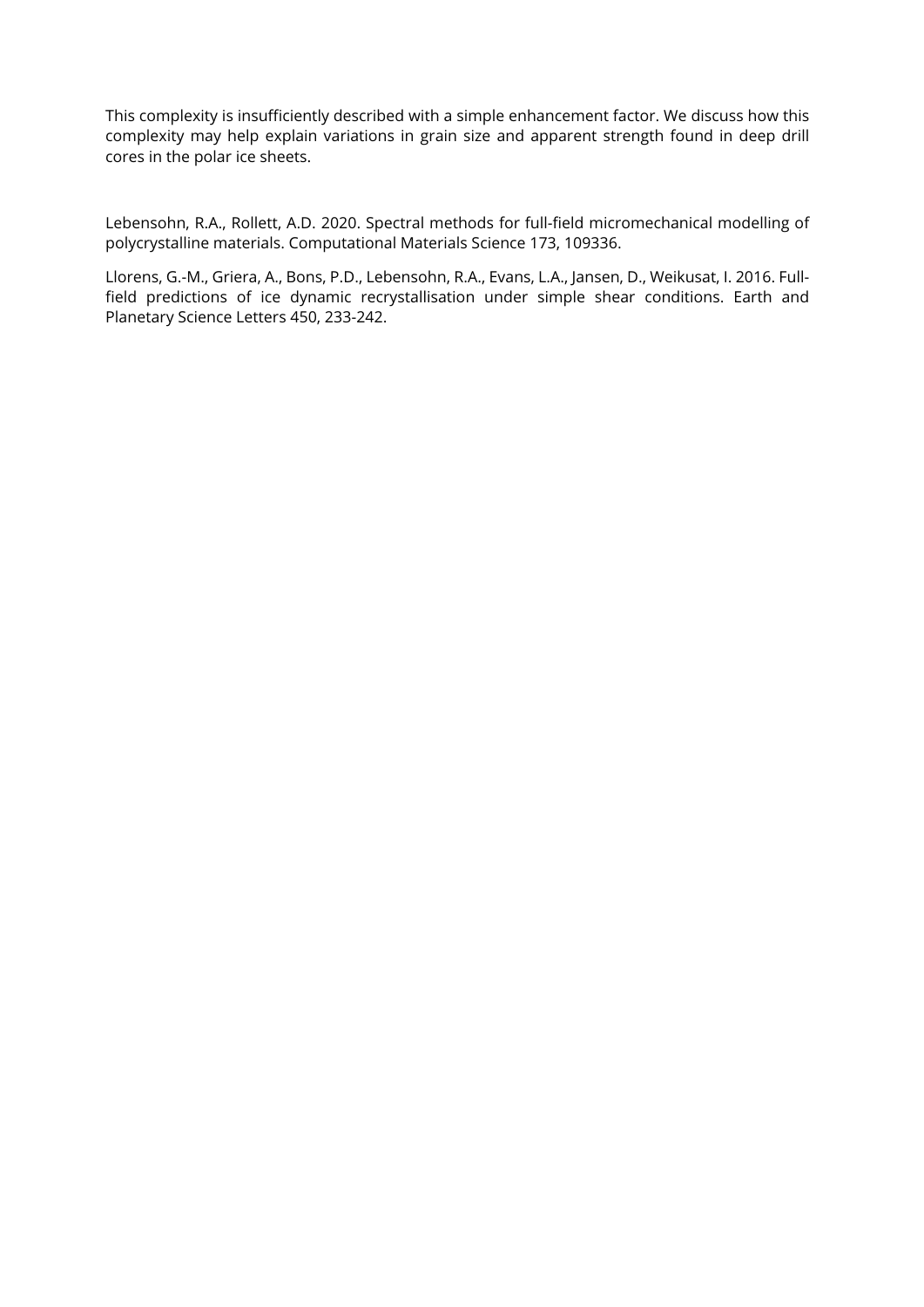This complexity is insufficiently described with a simple enhancement factor. We discuss how this complexity may help explain variations in grain size and apparent strength found in deep drill cores in the polar ice sheets.

Lebensohn, R.A., Rollett, A.D. 2020. Spectral methods for full-field micromechanical modelling of polycrystalline materials. Computational Materials Science 173, 109336.

Llorens, G.-M., Griera, A., Bons, P.D., Lebensohn, R.A., Evans, L.A., Jansen, D., Weikusat, I. 2016. Full-field predictions of ice dynamic recrystallisation under simple shear conditions. Earth and Planetary Science Letters 450, 233-242.